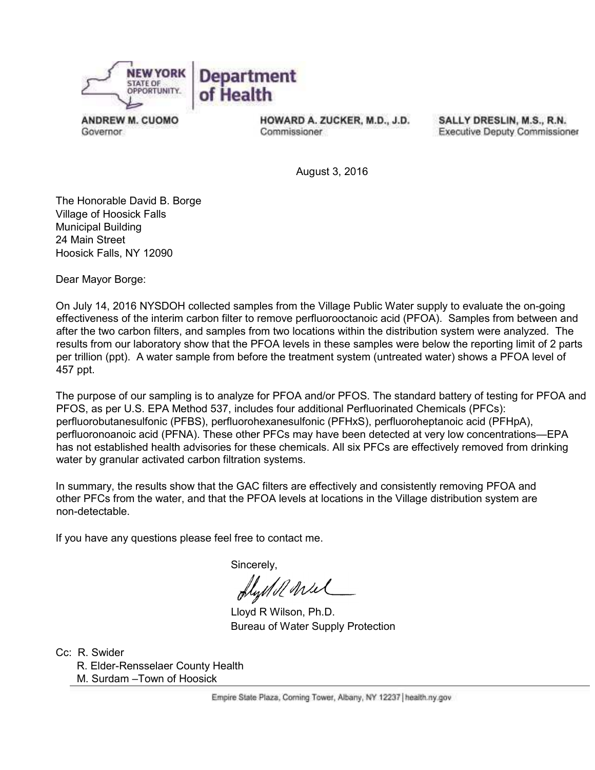**NEW YORK STATE OF OPPORTUNITY. | Department of Health**

**ANDREW M. CUOMO**
Governor

**HOWARD A. ZUCKER, M.D., J.D.**
Commissioner

**SALLY DRESLIN, M.S., R.N.**
Executive Deputy Commissioner

August 3, 2016

The Honorable David B. Borge
Village of Hoosick Falls
Municipal Building
24 Main Street
Hoosick Falls, NY 12090

Dear Mayor Borge:

On July 14, 2016 NYSDOH collected samples from the Village Public Water supply to evaluate the on-going effectiveness of the interim carbon filter to remove perfluorooctanoic acid (PFOA). Samples from between and after the two carbon filters, and samples from two locations within the distribution system were analyzed. The results from our laboratory show that the PFOA levels in these samples were below the reporting limit of 2 parts per trillion (ppt). A water sample from before the treatment system (untreated water) shows a PFOA level of 457 ppt.

The purpose of our sampling is to analyze for PFOA and/or PFOS. The standard battery of testing for PFOA and PFOS, as per U.S. EPA Method 537, includes four additional Perfluorinated Chemicals (PFCs): perfluorobutanesulfonic (PFBS), perfluorohexanesulfonic (PFHxS), perfluoroheptanoic acid (PFHpA), perfluoronoanoic acid (PFNA). These other PFCs may have been detected at very low concentrations—EPA has not established health advisories for these chemicals. All six PFCs are effectively removed from drinking water by granular activated carbon filtration systems.

In summary, the results show that the GAC filters are effectively and consistently removing PFOA and other PFCs from the water, and that the PFOA levels at locations in the Village distribution system are non-detectable.

If you have any questions please feel free to contact me.

Sincerely,

Lloyd R Wilson, Ph.D.
Bureau of Water Supply Protection

Cc: R. Swider
R. Elder-Rensselaer County Health
M. Surdam –Town of Hoosick

Empire State Plaza, Corning Tower, Albany, NY 12237 | health.ny.gov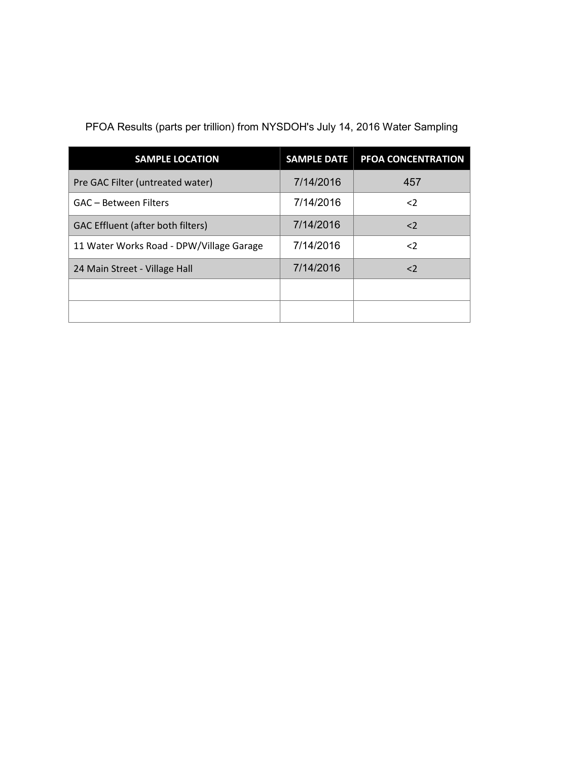PFOA Results (parts per trillion) from NYSDOH's July 14, 2016 Water Sampling

| SAMPLE LOCATION | SAMPLE DATE | PFOA CONCENTRATION |
| --- | --- | --- |
| Pre GAC Filter (untreated water) | 7/14/2016 | 457 |
| GAC – Between Filters | 7/14/2016 | <2 |
| GAC Effluent (after both filters) | 7/14/2016 | <2 |
| 11 Water Works Road - DPW/Village Garage | 7/14/2016 | <2 |
| 24 Main Street - Village Hall | 7/14/2016 | <2 |
| | | |
| | | |